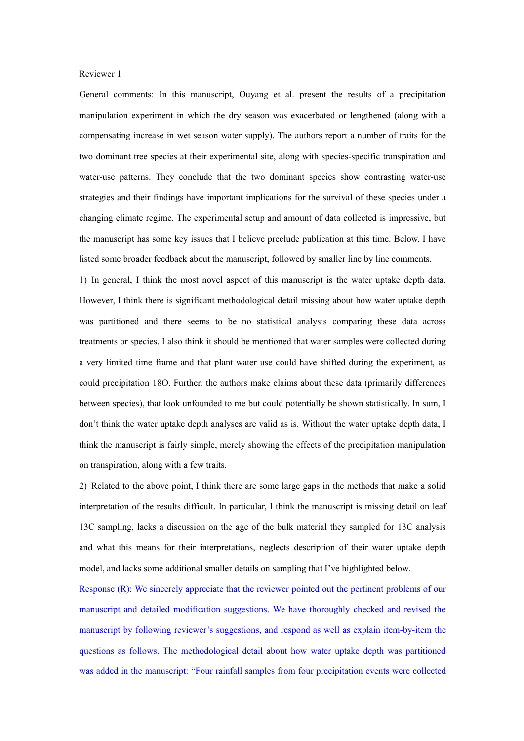Reviewer 1

General comments: In this manuscript, Ouyang et al. present the results of a precipitation manipulation experiment in which the dry season was exacerbated or lengthened (along with a compensating increase in wet season water supply). The authors report a number of traits for the two dominant tree species at their experimental site, along with species-specific transpiration and water-use patterns. They conclude that the two dominant species show contrasting water-use strategies and their findings have important implications for the survival of these species under a changing climate regime. The experimental setup and amount of data collected is impressive, but the manuscript has some key issues that I believe preclude publication at this time. Below, I have listed some broader feedback about the manuscript, followed by smaller line by line comments.

1) In general, I think the most novel aspect of this manuscript is the water uptake depth data. However, I think there is significant methodological detail missing about how water uptake depth was partitioned and there seems to be no statistical analysis comparing these data across treatments or species. I also think it should be mentioned that water samples were collected during a very limited time frame and that plant water use could have shifted during the experiment, as could precipitation 18O. Further, the authors make claims about these data (primarily differences between species), that look unfounded to me but could potentially be shown statistically. In sum, I don't think the water uptake depth analyses are valid as is. Without the water uptake depth data, I think the manuscript is fairly simple, merely showing the effects of the precipitation manipulation on transpiration, along with a few traits.

2) Related to the above point, I think there are some large gaps in the methods that make a solid interpretation of the results difficult. In particular, I think the manuscript is missing detail on leaf 13C sampling, lacks a discussion on the age of the bulk material they sampled for 13C analysis and what this means for their interpretations, neglects description of their water uptake depth model, and lacks some additional smaller details on sampling that I've highlighted below.

Response (R): We sincerely appreciate that the reviewer pointed out the pertinent problems of our manuscript and detailed modification suggestions. We have thoroughly checked and revised the manuscript by following reviewer's suggestions, and respond as well as explain item-by-item the questions as follows. The methodological detail about how water uptake depth was partitioned was added in the manuscript: "Four rainfall samples from four precipitation events were collected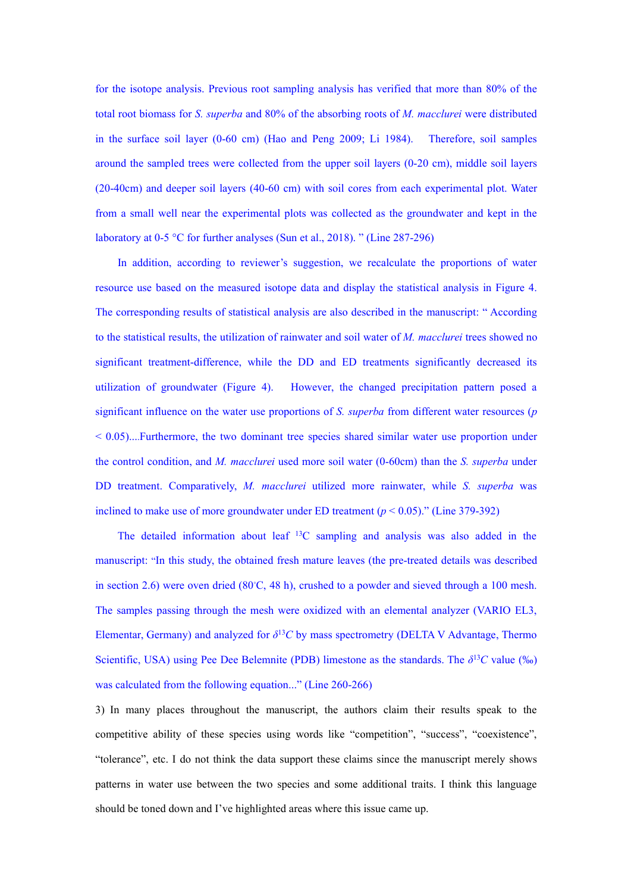for the isotope analysis. Previous root sampling analysis has verified that more than 80% of the total root biomass for *S. superba* and 80% of the absorbing roots of *M. macclurei* were distributed in the surface soil layer (0-60 cm) (Hao and Peng 2009; Li 1984). Therefore, soil samples around the sampled trees were collected from the upper soil layers (0-20 cm), middle soil layers (20-40cm) and deeper soil layers (40-60 cm) with soil cores from each experimental plot. Water from a small well near the experimental plots was collected as the groundwater and kept in the laboratory at 0-5 °C for further analyses (Sun et al., 2018). " (Line 287-296)

In addition, according to reviewer's suggestion, we recalculate the proportions of water resource use based on the measured isotope data and display the statistical analysis in Figure 4. The corresponding results of statistical analysis are also described in the manuscript: " According to the statistical results, the utilization of rainwater and soil water of *M. macclurei* trees showed no significant treatment-difference, while the DD and ED treatments significantly decreased its utilization of groundwater (Figure 4). However, the changed precipitation pattern posed a significant influence on the water use proportions of *S. superba* from different water resources ($p < 0.05$)....Furthermore, the two dominant tree species shared similar water use proportion under the control condition, and *M. macclurei* used more soil water (0-60cm) than the *S. superba* under DD treatment. Comparatively, *M. macclurei* utilized more rainwater, while *S. superba* was inclined to make use of more groundwater under ED treatment ($p < 0.05$)." (Line 379-392)

The detailed information about leaf $^{13}C$ sampling and analysis was also added in the manuscript: "In this study, the obtained fresh mature leaves (the pre-treated details was described in section 2.6) were oven dried (80°C, 48 h), crushed to a powder and sieved through a 100 mesh. The samples passing through the mesh were oxidized with an elemental analyzer (VARIO EL3, Elementar, Germany) and analyzed for $\delta^{13}C$ by mass spectrometry (DELTA V Advantage, Thermo Scientific, USA) using Pee Dee Belemnite (PDB) limestone as the standards. The $\delta^{13}C$ value (‰) was calculated from the following equation..." (Line 260-266)

3) In many places throughout the manuscript, the authors claim their results speak to the competitive ability of these species using words like "competition", "success", "coexistence", "tolerance", etc. I do not think the data support these claims since the manuscript merely shows patterns in water use between the two species and some additional traits. I think this language should be toned down and I've highlighted areas where this issue came up.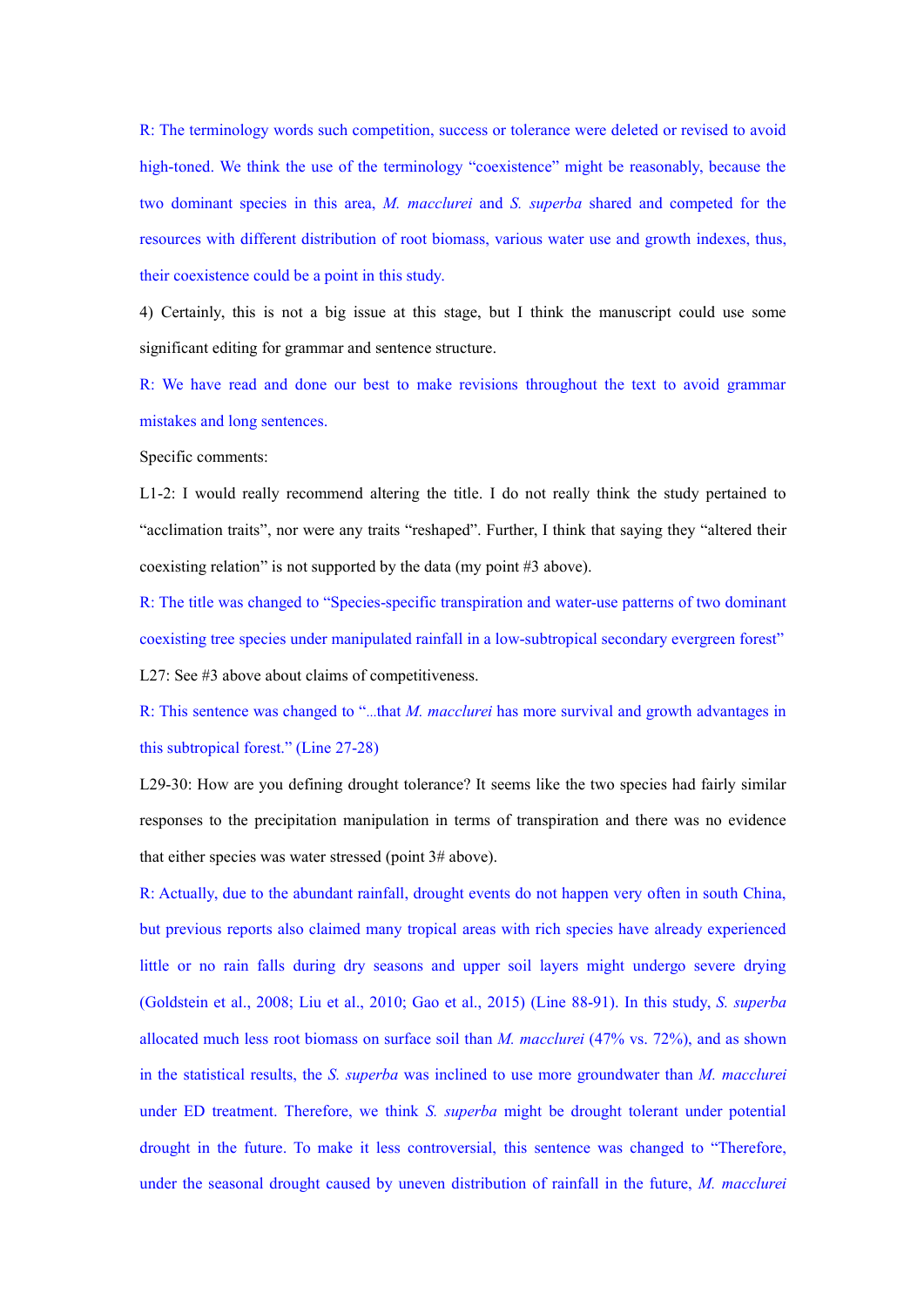R: The terminology words such competition, success or tolerance were deleted or revised to avoid high-toned. We think the use of the terminology "coexistence" might be reasonably, because the two dominant species in this area, *M. macclurei* and *S. superba* shared and competed for the resources with different distribution of root biomass, various water use and growth indexes, thus, their coexistence could be a point in this study.

4) Certainly, this is not a big issue at this stage, but I think the manuscript could use some significant editing for grammar and sentence structure.

R: We have read and done our best to make revisions throughout the text to avoid grammar mistakes and long sentences.

Specific comments:

L1-2: I would really recommend altering the title. I do not really think the study pertained to "acclimation traits", nor were any traits "reshaped". Further, I think that saying they "altered their coexisting relation" is not supported by the data (my point #3 above).

R: The title was changed to "Species-specific transpiration and water-use patterns of two dominant coexisting tree species under manipulated rainfall in a low-subtropical secondary evergreen forest"

L27: See #3 above about claims of competitiveness.

R: This sentence was changed to "...that *M. macclurei* has more survival and growth advantages in this subtropical forest." (Line 27-28)

L29-30: How are you defining drought tolerance? It seems like the two species had fairly similar responses to the precipitation manipulation in terms of transpiration and there was no evidence that either species was water stressed (point 3# above).

R: Actually, due to the abundant rainfall, drought events do not happen very often in south China, but previous reports also claimed many tropical areas with rich species have already experienced little or no rain falls during dry seasons and upper soil layers might undergo severe drying (Goldstein et al., 2008; Liu et al., 2010; Gao et al., 2015) (Line 88-91). In this study, *S. superba* allocated much less root biomass on surface soil than *M. macclurei* (47% vs. 72%), and as shown in the statistical results, the *S. superba* was inclined to use more groundwater than *M. macclurei* under ED treatment. Therefore, we think *S. superba* might be drought tolerant under potential drought in the future. To make it less controversial, this sentence was changed to "Therefore, under the seasonal drought caused by uneven distribution of rainfall in the future, *M. macclurei*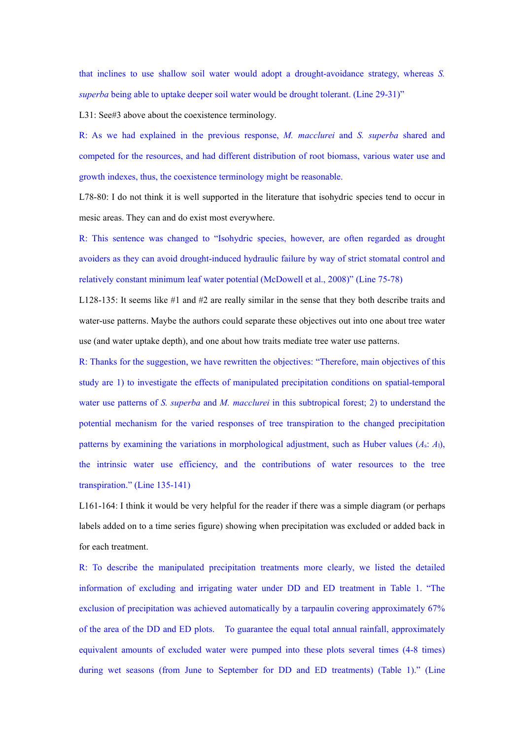that inclines to use shallow soil water would adopt a drought-avoidance strategy, whereas *S. superba* being able to uptake deeper soil water would be drought tolerant. (Line 29-31)"

L31: See#3 above about the coexistence terminology.

R: As we had explained in the previous response, *M. macclurei* and *S. superba* shared and competed for the resources, and had different distribution of root biomass, various water use and growth indexes, thus, the coexistence terminology might be reasonable.

L78-80: I do not think it is well supported in the literature that isohydric species tend to occur in mesic areas. They can and do exist most everywhere.

R: This sentence was changed to "Isohydric species, however, are often regarded as drought avoiders as they can avoid drought-induced hydraulic failure by way of strict stomatal control and relatively constant minimum leaf water potential (McDowell et al., 2008)" (Line 75-78)

L128-135: It seems like #1 and #2 are really similar in the sense that they both describe traits and water-use patterns. Maybe the authors could separate these objectives out into one about tree water use (and water uptake depth), and one about how traits mediate tree water use patterns.

R: Thanks for the suggestion, we have rewritten the objectives: "Therefore, main objectives of this study are 1) to investigate the effects of manipulated precipitation conditions on spatial-temporal water use patterns of *S. superba* and *M. macclurei* in this subtropical forest; 2) to understand the potential mechanism for the varied responses of tree transpiration to the changed precipitation patterns by examining the variations in morphological adjustment, such as Huber values ($A_s$: $A_l$), the intrinsic water use efficiency, and the contributions of water resources to the tree transpiration." (Line 135-141)

L161-164: I think it would be very helpful for the reader if there was a simple diagram (or perhaps labels added on to a time series figure) showing when precipitation was excluded or added back in for each treatment.

R: To describe the manipulated precipitation treatments more clearly, we listed the detailed information of excluding and irrigating water under DD and ED treatment in Table 1. "The exclusion of precipitation was achieved automatically by a tarpaulin covering approximately 67% of the area of the DD and ED plots. To guarantee the equal total annual rainfall, approximately equivalent amounts of excluded water were pumped into these plots several times (4-8 times) during wet seasons (from June to September for DD and ED treatments) (Table 1)." (Line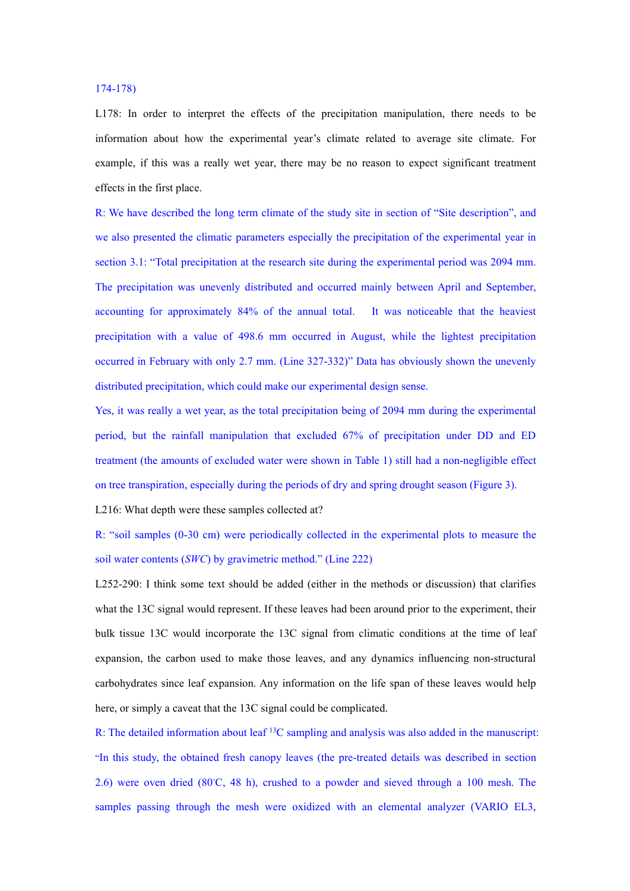174-178)

L178: In order to interpret the effects of the precipitation manipulation, there needs to be information about how the experimental year's climate related to average site climate. For example, if this was a really wet year, there may be no reason to expect significant treatment effects in the first place.

R: We have described the long term climate of the study site in section of "Site description", and we also presented the climatic parameters especially the precipitation of the experimental year in section 3.1: "Total precipitation at the research site during the experimental period was 2094 mm. The precipitation was unevenly distributed and occurred mainly between April and September, accounting for approximately 84% of the annual total. It was noticeable that the heaviest precipitation with a value of 498.6 mm occurred in August, while the lightest precipitation occurred in February with only 2.7 mm. (Line 327-332)" Data has obviously shown the unevenly distributed precipitation, which could make our experimental design sense.

Yes, it was really a wet year, as the total precipitation being of 2094 mm during the experimental period, but the rainfall manipulation that excluded 67% of precipitation under DD and ED treatment (the amounts of excluded water were shown in Table 1) still had a non-negligible effect on tree transpiration, especially during the periods of dry and spring drought season (Figure 3).

L216: What depth were these samples collected at?

R: "soil samples (0-30 cm) were periodically collected in the experimental plots to measure the soil water contents (*SWC*) by gravimetric method." (Line 222)

L252-290: I think some text should be added (either in the methods or discussion) that clarifies what the 13C signal would represent. If these leaves had been around prior to the experiment, their bulk tissue 13C would incorporate the 13C signal from climatic conditions at the time of leaf expansion, the carbon used to make those leaves, and any dynamics influencing non-structural carbohydrates since leaf expansion. Any information on the life span of these leaves would help here, or simply a caveat that the 13C signal could be complicated.

R: The detailed information about leaf $^{13}C$ sampling and analysis was also added in the manuscript: "In this study, the obtained fresh canopy leaves (the pre-treated details was described in section 2.6) were oven dried (80°C, 48 h), crushed to a powder and sieved through a 100 mesh. The samples passing through the mesh were oxidized with an elemental analyzer (VARIO EL3,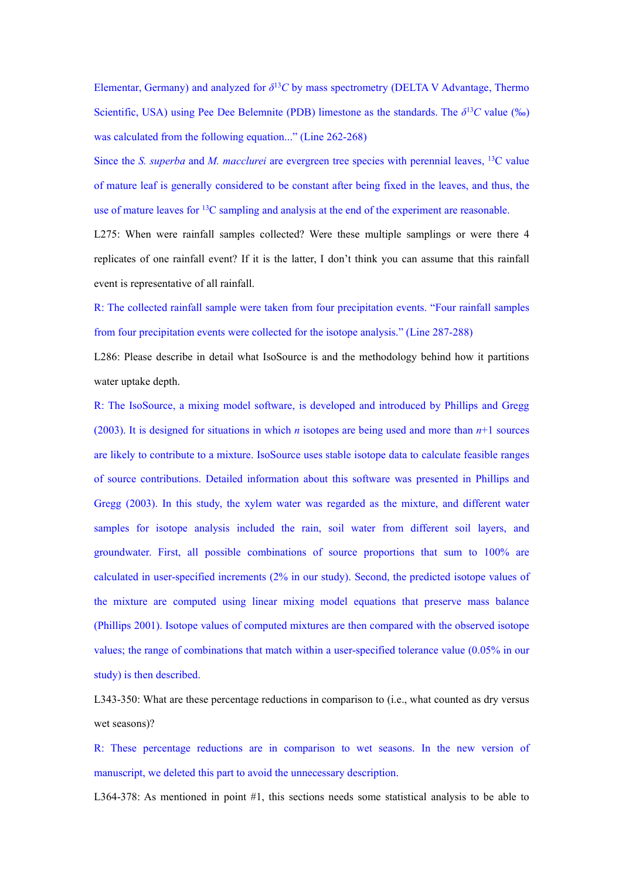Elementar, Germany) and analyzed for $\delta^{13}C$ by mass spectrometry (DELTA V Advantage, Thermo Scientific, USA) using Pee Dee Belemnite (PDB) limestone as the standards. The $\delta^{13}C$ value (‰) was calculated from the following equation..." (Line 262-268)

Since the *S. superba* and *M. macclurei* are evergreen tree species with perennial leaves, $^{13}$C value of mature leaf is generally considered to be constant after being fixed in the leaves, and thus, the use of mature leaves for $^{13}$C sampling and analysis at the end of the experiment are reasonable.

L275: When were rainfall samples collected? Were these multiple samplings or were there 4 replicates of one rainfall event? If it is the latter, I don't think you can assume that this rainfall event is representative of all rainfall.

R: The collected rainfall sample were taken from four precipitation events. "Four rainfall samples from four precipitation events were collected for the isotope analysis." (Line 287-288)

L286: Please describe in detail what IsoSource is and the methodology behind how it partitions water uptake depth.

R: The IsoSource, a mixing model software, is developed and introduced by Phillips and Gregg (2003). It is designed for situations in which *n* isotopes are being used and more than *n*+1 sources are likely to contribute to a mixture. IsoSource uses stable isotope data to calculate feasible ranges of source contributions. Detailed information about this software was presented in Phillips and Gregg (2003). In this study, the xylem water was regarded as the mixture, and different water samples for isotope analysis included the rain, soil water from different soil layers, and groundwater. First, all possible combinations of source proportions that sum to 100% are calculated in user-specified increments (2% in our study). Second, the predicted isotope values of the mixture are computed using linear mixing model equations that preserve mass balance (Phillips 2001). Isotope values of computed mixtures are then compared with the observed isotope values; the range of combinations that match within a user-specified tolerance value (0.05% in our study) is then described.

L343-350: What are these percentage reductions in comparison to (i.e., what counted as dry versus wet seasons)?

R: These percentage reductions are in comparison to wet seasons. In the new version of manuscript, we deleted this part to avoid the unnecessary description.

L364-378: As mentioned in point #1, this sections needs some statistical analysis to be able to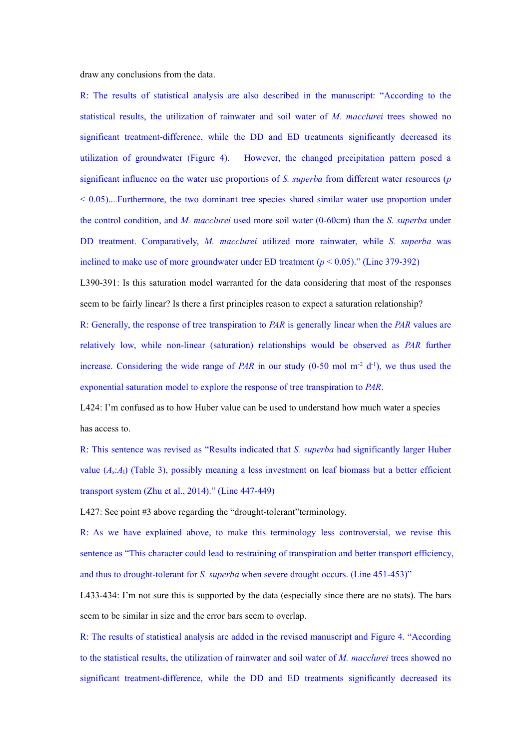draw any conclusions from the data.

R: The results of statistical analysis are also described in the manuscript: "According to the statistical results, the utilization of rainwater and soil water of *M. macclurei* trees showed no significant treatment-difference, while the DD and ED treatments significantly decreased its utilization of groundwater (Figure 4). However, the changed precipitation pattern posed a significant influence on the water use proportions of *S. superba* from different water resources ($p < 0.05$)....Furthermore, the two dominant tree species shared similar water use proportion under the control condition, and *M. macclurei* used more soil water (0-60cm) than the *S. superba* under DD treatment. Comparatively, *M. macclurei* utilized more rainwater, while *S. superba* was inclined to make use of more groundwater under ED treatment ($p < 0.05$)." (Line 379-392)

L390-391: Is this saturation model warranted for the data considering that most of the responses seem to be fairly linear? Is there a first principles reason to expect a saturation relationship?

R: Generally, the response of tree transpiration to *PAR* is generally linear when the *PAR* values are relatively low, while non-linear (saturation) relationships would be observed as *PAR* further increase. Considering the wide range of *PAR* in our study (0-50 mol $m^{-2}$ $d^{-1}$), we thus used the exponential saturation model to explore the response of tree transpiration to *PAR*.

L424: I'm confused as to how Huber value can be used to understand how much water a species has access to.

R: This sentence was revised as "Results indicated that *S. superba* had significantly larger Huber value ($A_s$:$A_l$) (Table 3), possibly meaning a less investment on leaf biomass but a better efficient transport system (Zhu et al., 2014)." (Line 447-449)

L427: See point #3 above regarding the "drought-tolerant"terminology.

R: As we have explained above, to make this terminology less controversial, we revise this sentence as "This character could lead to restraining of transpiration and better transport efficiency, and thus to drought-tolerant for *S. superba* when severe drought occurs. (Line 451-453)"

L433-434: I'm not sure this is supported by the data (especially since there are no stats). The bars seem to be similar in size and the error bars seem to overlap.

R: The results of statistical analysis are added in the revised manuscript and Figure 4. "According to the statistical results, the utilization of rainwater and soil water of *M. macclurei* trees showed no significant treatment-difference, while the DD and ED treatments significantly decreased its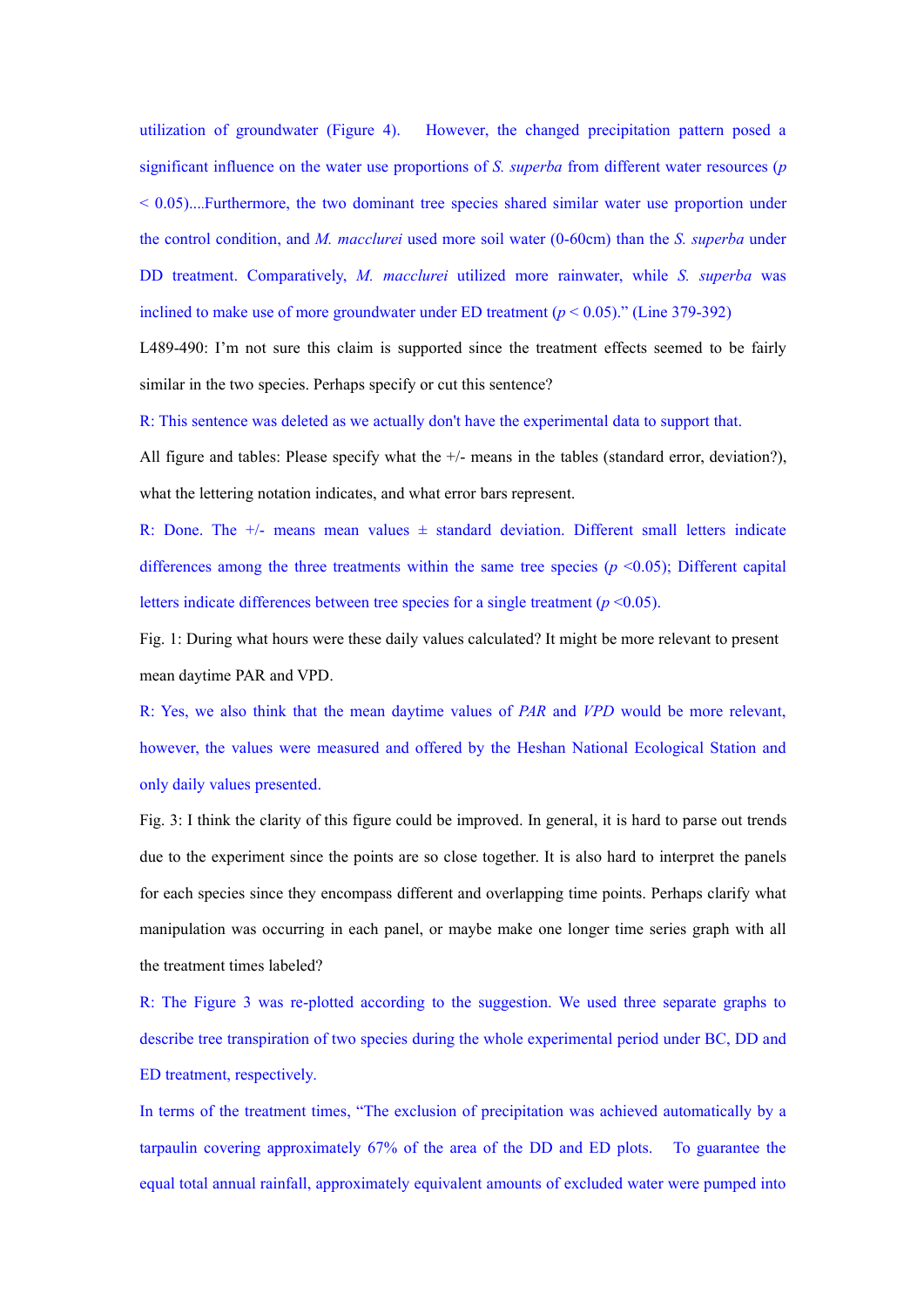utilization of groundwater (Figure 4). However, the changed precipitation pattern posed a significant influence on the water use proportions of *S. superba* from different water resources ($p$ < 0.05)....Furthermore, the two dominant tree species shared similar water use proportion under the control condition, and *M. macclurei* used more soil water (0-60cm) than the *S. superba* under DD treatment. Comparatively, *M. macclurei* utilized more rainwater, while *S. superba* was inclined to make use of more groundwater under ED treatment ($p$ < 0.05).” (Line 379-392)

L489-490: I’m not sure this claim is supported since the treatment effects seemed to be fairly similar in the two species. Perhaps specify or cut this sentence?

R: This sentence was deleted as we actually don't have the experimental data to support that.

All figure and tables: Please specify what the +/- means in the tables (standard error, deviation?), what the lettering notation indicates, and what error bars represent.

R: Done. The +/- means mean values ± standard deviation. Different small letters indicate differences among the three treatments within the same tree species ($p$ <0.05); Different capital letters indicate differences between tree species for a single treatment ($p$ <0.05).

Fig. 1: During what hours were these daily values calculated? It might be more relevant to present mean daytime PAR and VPD.

R: Yes, we also think that the mean daytime values of *PAR* and *VPD* would be more relevant, however, the values were measured and offered by the Heshan National Ecological Station and only daily values presented.

Fig. 3: I think the clarity of this figure could be improved. In general, it is hard to parse out trends due to the experiment since the points are so close together. It is also hard to interpret the panels for each species since they encompass different and overlapping time points. Perhaps clarify what manipulation was occurring in each panel, or maybe make one longer time series graph with all the treatment times labeled?

R: The Figure 3 was re-plotted according to the suggestion. We used three separate graphs to describe tree transpiration of two species during the whole experimental period under BC, DD and ED treatment, respectively.

In terms of the treatment times, “The exclusion of precipitation was achieved automatically by a tarpaulin covering approximately 67% of the area of the DD and ED plots. To guarantee the equal total annual rainfall, approximately equivalent amounts of excluded water were pumped into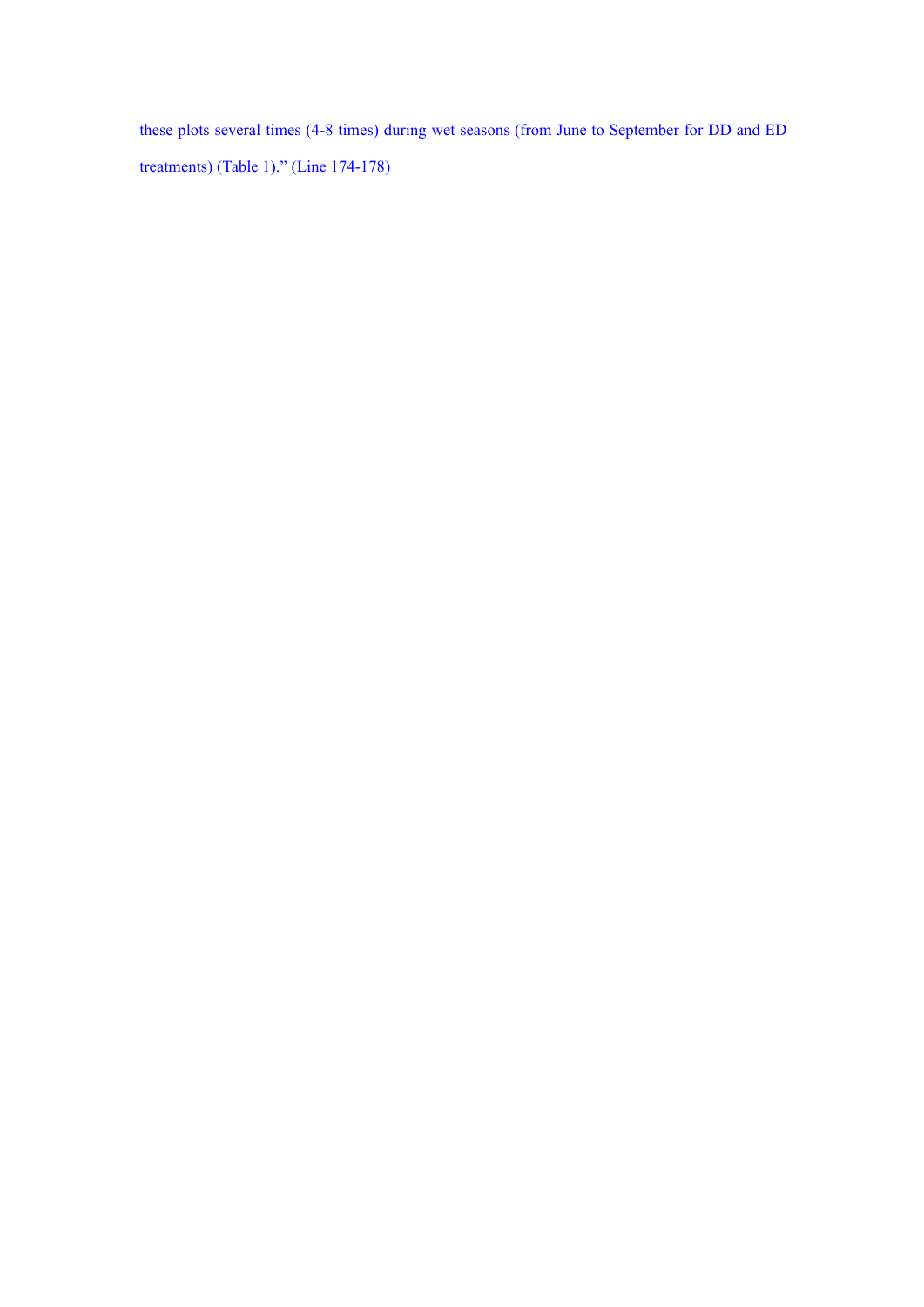these plots several times (4-8 times) during wet seasons (from June to September for DD and ED treatments) (Table 1)." (Line 174-178)